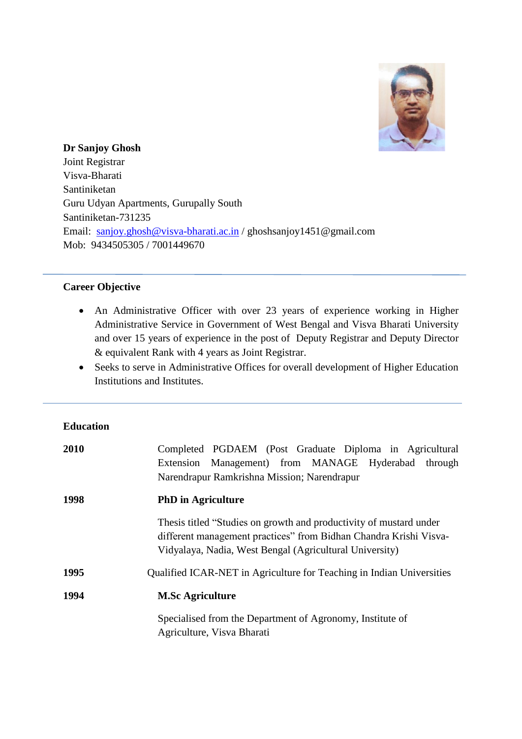**Dr Sanjoy Ghosh**
Joint Registrar
Visva-Bharati
Santiniketan
Guru Udyan Apartments, Gurupally South
Santiniketan-731235
Email: sanjoy.ghosh@visva-bharati.ac.in / ghoshsanjoy1451@gmail.com
Mob: 9434505305 / 7001449670

---

## Career Objective

- An Administrative Officer with over 23 years of experience working in Higher Administrative Service in Government of West Bengal and Visva Bharati University and over 15 years of experience in the post of Deputy Registrar and Deputy Director & equivalent Rank with 4 years as Joint Registrar.
- Seeks to serve in Administrative Offices for overall development of Higher Education Institutions and Institutes.

---

## Education

**2010** — Completed PGDAEM (Post Graduate Diploma in Agricultural Extension Management) from MANAGE Hyderabad through Narendrapur Ramkrishna Mission; Narendrapur

**1998** — **PhD in Agriculture**

Thesis titled "Studies on growth and productivity of mustard under different management practices" from Bidhan Chandra Krishi Visva-Vidyalaya, Nadia, West Bengal (Agricultural University)

**1995** — Qualified ICAR-NET in Agriculture for Teaching in Indian Universities

**1994** — **M.Sc Agriculture**

Specialised from the Department of Agronomy, Institute of Agriculture, Visva Bharati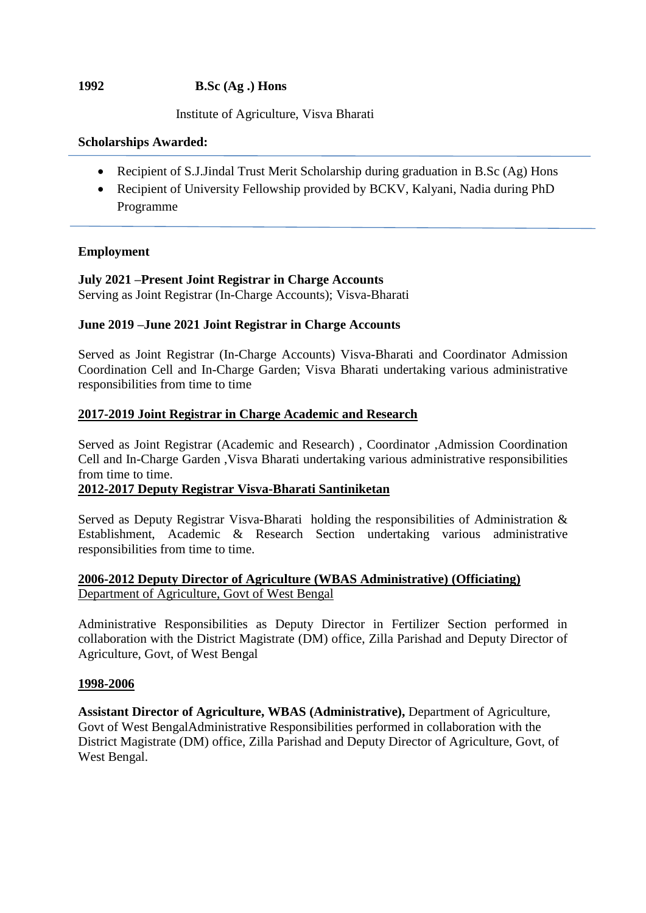**1992 B.Sc (Ag .) Hons**

Institute of Agriculture, Visva Bharati

**Scholarships Awarded:**

- Recipient of S.J.Jindal Trust Merit Scholarship during graduation in B.Sc (Ag) Hons
- Recipient of University Fellowship provided by BCKV, Kalyani, Nadia during PhD Programme

**Employment**

**July 2021 –Present Joint Registrar in Charge Accounts**
Serving as Joint Registrar (In-Charge Accounts); Visva-Bharati

**June 2019 –June 2021 Joint Registrar in Charge Accounts**

Served as Joint Registrar (In-Charge Accounts) Visva-Bharati and Coordinator Admission Coordination Cell and In-Charge Garden; Visva Bharati undertaking various administrative responsibilities from time to time

**2017-2019 Joint Registrar in Charge Academic and Research**

Served as Joint Registrar (Academic and Research) , Coordinator ,Admission Coordination Cell and In-Charge Garden ,Visva Bharati undertaking various administrative responsibilities from time to time.

**2012-2017 Deputy Registrar Visva-Bharati Santiniketan**

Served as Deputy Registrar Visva-Bharati holding the responsibilities of Administration & Establishment, Academic & Research Section undertaking various administrative responsibilities from time to time.

**2006-2012 Deputy Director of Agriculture (WBAS Administrative) (Officiating)**
Department of Agriculture, Govt of West Bengal

Administrative Responsibilities as Deputy Director in Fertilizer Section performed in collaboration with the District Magistrate (DM) office, Zilla Parishad and Deputy Director of Agriculture, Govt, of West Bengal

**1998-2006**

**Assistant Director of Agriculture, WBAS (Administrative),** Department of Agriculture, Govt of West BengalAdministrative Responsibilities performed in collaboration with the District Magistrate (DM) office, Zilla Parishad and Deputy Director of Agriculture, Govt, of West Bengal.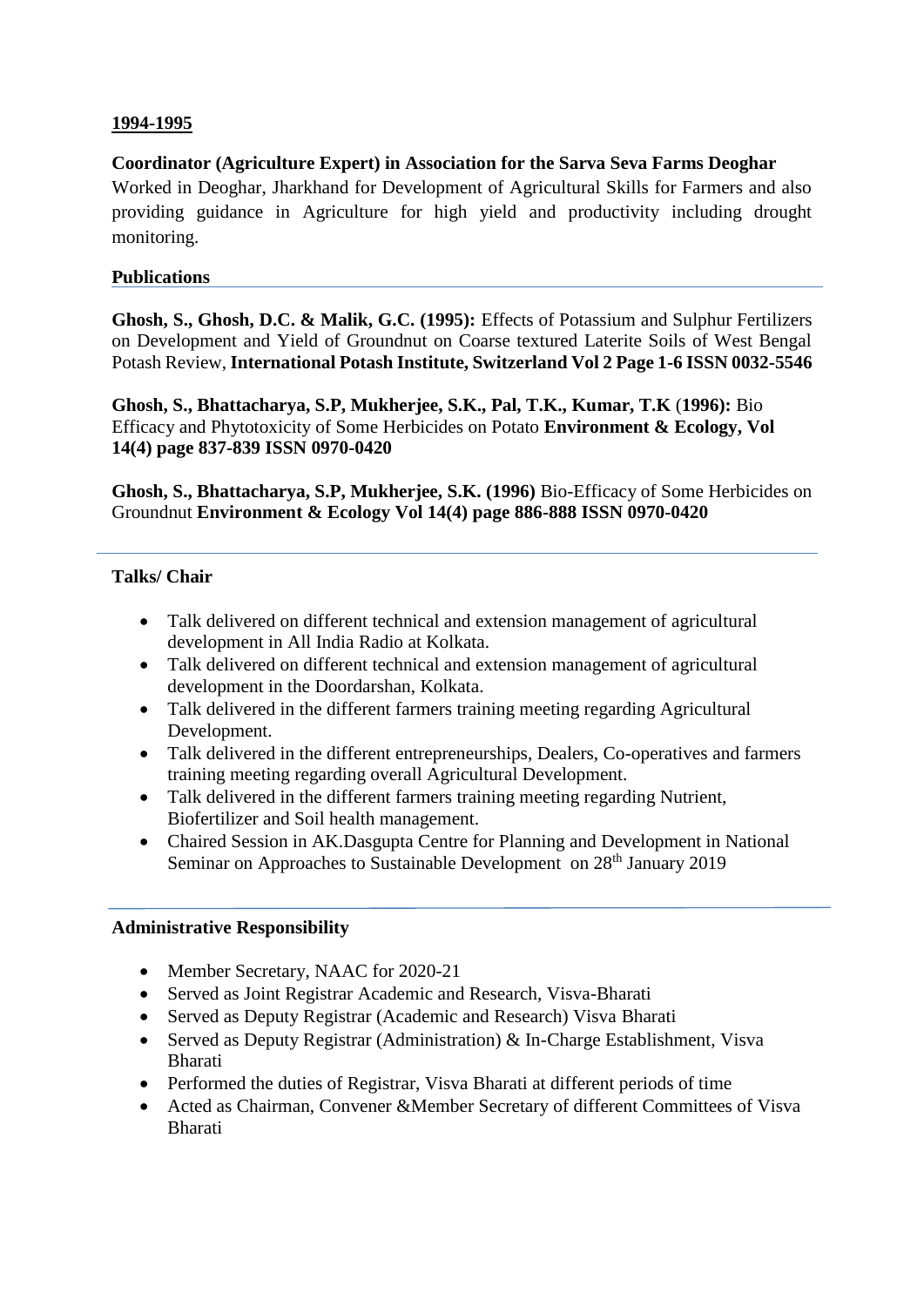**1994-1995**

**Coordinator (Agriculture Expert) in Association for the Sarva Seva Farms Deoghar**
Worked in Deoghar, Jharkhand for Development of Agricultural Skills for Farmers and also providing guidance in Agriculture for high yield and productivity including drought monitoring.

**Publications**

---

**Ghosh, S., Ghosh, D.C. & Malik, G.C. (1995):** Effects of Potassium and Sulphur Fertilizers on Development and Yield of Groundnut on Coarse textured Laterite Soils of West Bengal Potash Review, **International Potash Institute, Switzerland Vol 2 Page 1-6 ISSN 0032-5546**

**Ghosh, S., Bhattacharya, S.P, Mukherjee, S.K., Pal, T.K., Kumar, T.K** (**1996):** Bio Efficacy and Phytotoxicity of Some Herbicides on Potato **Environment & Ecology, Vol 14(4) page 837-839 ISSN 0970-0420**

**Ghosh, S., Bhattacharya, S.P, Mukherjee, S.K. (1996)** Bio-Efficacy of Some Herbicides on Groundnut **Environment & Ecology Vol 14(4) page 886-888 ISSN 0970-0420**

---

**Talks/ Chair**

- Talk delivered on different technical and extension management of agricultural development in All India Radio at Kolkata.
- Talk delivered on different technical and extension management of agricultural development in the Doordarshan, Kolkata.
- Talk delivered in the different farmers training meeting regarding Agricultural Development.
- Talk delivered in the different entrepreneurships, Dealers, Co-operatives and farmers training meeting regarding overall Agricultural Development.
- Talk delivered in the different farmers training meeting regarding Nutrient, Biofertilizer and Soil health management.
- Chaired Session in AK.Dasgupta Centre for Planning and Development in National Seminar on Approaches to Sustainable Development on 28th January 2019

---

**Administrative Responsibility**

- Member Secretary, NAAC for 2020-21
- Served as Joint Registrar Academic and Research, Visva-Bharati
- Served as Deputy Registrar (Academic and Research) Visva Bharati
- Served as Deputy Registrar (Administration) & In-Charge Establishment, Visva Bharati
- Performed the duties of Registrar, Visva Bharati at different periods of time
- Acted as Chairman, Convener &Member Secretary of different Committees of Visva Bharati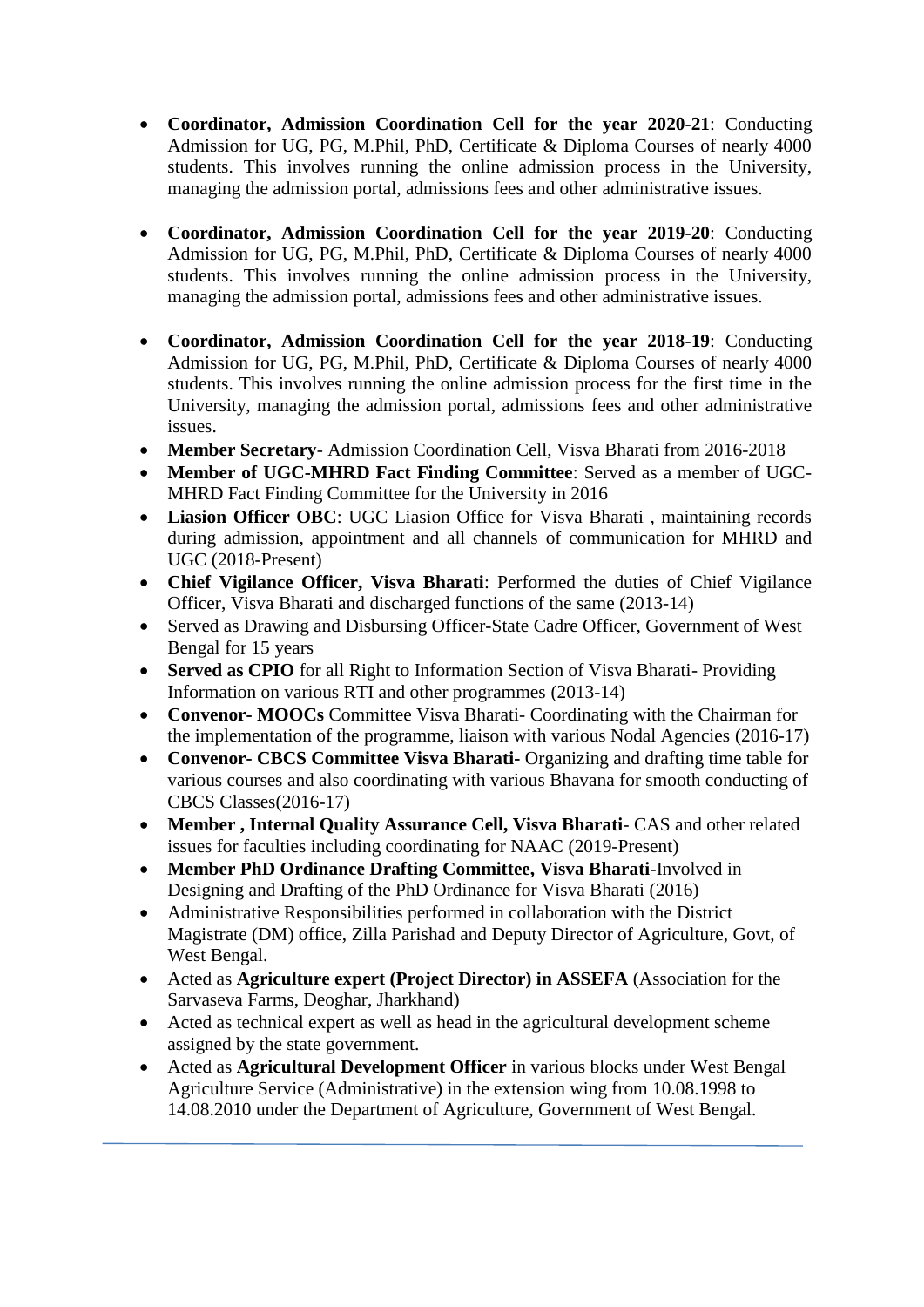- **Coordinator, Admission Coordination Cell for the year 2020-21**: Conducting Admission for UG, PG, M.Phil, PhD, Certificate & Diploma Courses of nearly 4000 students. This involves running the online admission process in the University, managing the admission portal, admissions fees and other administrative issues.

- **Coordinator, Admission Coordination Cell for the year 2019-20**: Conducting Admission for UG, PG, M.Phil, PhD, Certificate & Diploma Courses of nearly 4000 students. This involves running the online admission process in the University, managing the admission portal, admissions fees and other administrative issues.

- **Coordinator, Admission Coordination Cell for the year 2018-19**: Conducting Admission for UG, PG, M.Phil, PhD, Certificate & Diploma Courses of nearly 4000 students. This involves running the online admission process for the first time in the University, managing the admission portal, admissions fees and other administrative issues.
- **Member Secretary**- Admission Coordination Cell, Visva Bharati from 2016-2018
- **Member of UGC-MHRD Fact Finding Committee**: Served as a member of UGC-MHRD Fact Finding Committee for the University in 2016
- **Liasion Officer OBC**: UGC Liasion Office for Visva Bharati , maintaining records during admission, appointment and all channels of communication for MHRD and UGC (2018-Present)
- **Chief Vigilance Officer, Visva Bharati**: Performed the duties of Chief Vigilance Officer, Visva Bharati and discharged functions of the same (2013-14)
- Served as Drawing and Disbursing Officer-State Cadre Officer, Government of West Bengal for 15 years
- **Served as CPIO** for all Right to Information Section of Visva Bharati- Providing Information on various RTI and other programmes (2013-14)
- **Convenor- MOOCs** Committee Visva Bharati- Coordinating with the Chairman for the implementation of the programme, liaison with various Nodal Agencies (2016-17)
- **Convenor- CBCS Committee Visva Bharati-** Organizing and drafting time table for various courses and also coordinating with various Bhavana for smooth conducting of CBCS Classes(2016-17)
- **Member , Internal Quality Assurance Cell, Visva Bharati**- CAS and other related issues for faculties including coordinating for NAAC (2019-Present)
- **Member PhD Ordinance Drafting Committee, Visva Bharati**-Involved in Designing and Drafting of the PhD Ordinance for Visva Bharati (2016)
- Administrative Responsibilities performed in collaboration with the District Magistrate (DM) office, Zilla Parishad and Deputy Director of Agriculture, Govt, of West Bengal.
- Acted as **Agriculture expert (Project Director) in ASSEFA** (Association for the Sarvaseva Farms, Deoghar, Jharkhand)
- Acted as technical expert as well as head in the agricultural development scheme assigned by the state government.
- Acted as **Agricultural Development Officer** in various blocks under West Bengal Agriculture Service (Administrative) in the extension wing from 10.08.1998 to 14.08.2010 under the Department of Agriculture, Government of West Bengal.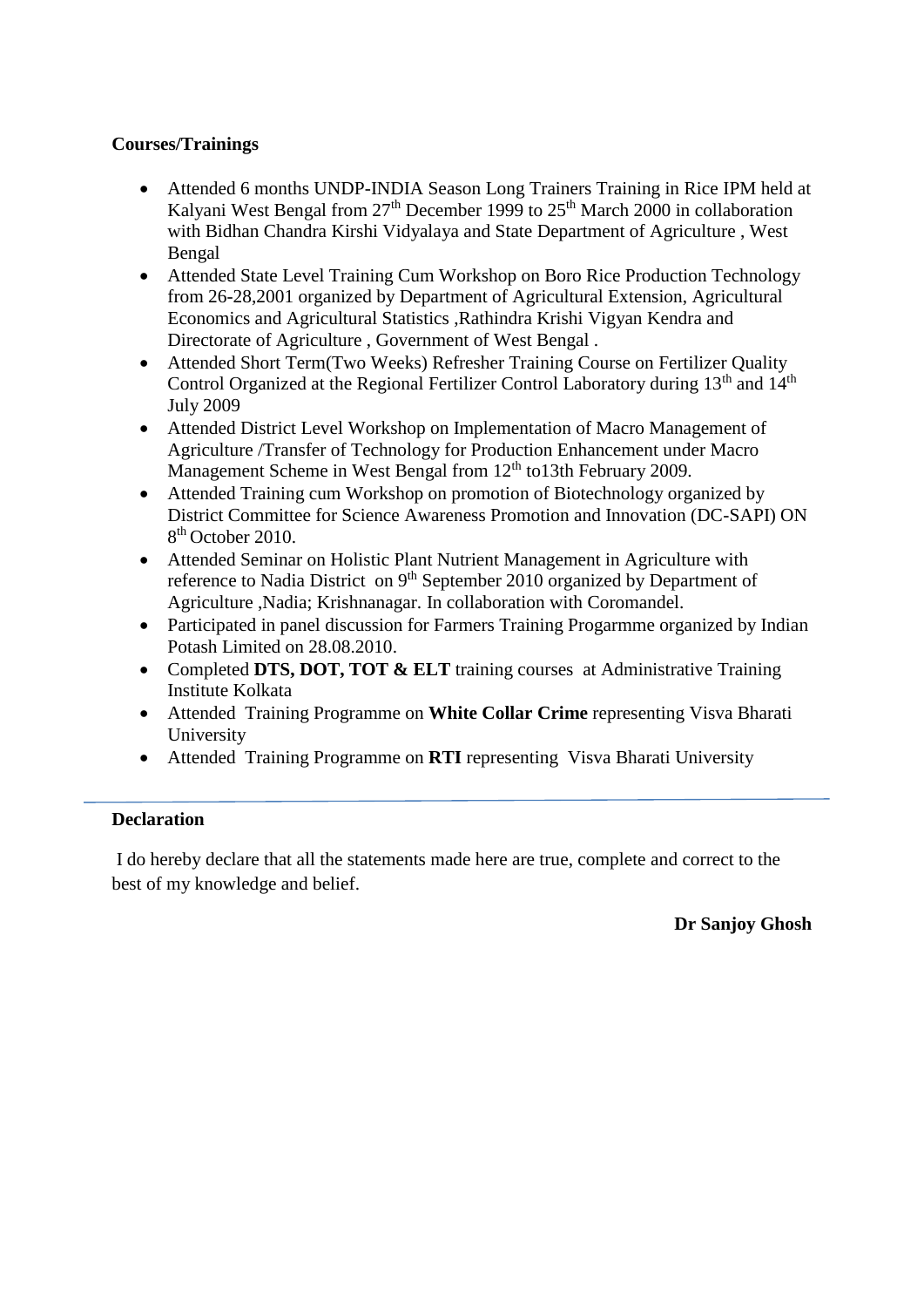**Courses/Trainings**

- Attended 6 months UNDP-INDIA Season Long Trainers Training in Rice IPM held at Kalyani West Bengal from 27th December 1999 to 25th March 2000 in collaboration with Bidhan Chandra Kirshi Vidyalaya and State Department of Agriculture , West Bengal
- Attended State Level Training Cum Workshop on Boro Rice Production Technology from 26-28,2001 organized by Department of Agricultural Extension, Agricultural Economics and Agricultural Statistics ,Rathindra Krishi Vigyan Kendra and Directorate of Agriculture , Government of West Bengal .
- Attended Short Term(Two Weeks) Refresher Training Course on Fertilizer Quality Control Organized at the Regional Fertilizer Control Laboratory during 13th and 14th July 2009
- Attended District Level Workshop on Implementation of Macro Management of Agriculture /Transfer of Technology for Production Enhancement under Macro Management Scheme in West Bengal from 12th to13th February 2009.
- Attended Training cum Workshop on promotion of Biotechnology organized by District Committee for Science Awareness Promotion and Innovation (DC-SAPI) ON 8th October 2010.
- Attended Seminar on Holistic Plant Nutrient Management in Agriculture with reference to Nadia District on 9th September 2010 organized by Department of Agriculture ,Nadia; Krishnanagar. In collaboration with Coromandel.
- Participated in panel discussion for Farmers Training Progarmme organized by Indian Potash Limited on 28.08.2010.
- Completed **DTS, DOT, TOT & ELT** training courses at Administrative Training Institute Kolkata
- Attended Training Programme on **White Collar Crime** representing Visva Bharati University
- Attended Training Programme on **RTI** representing Visva Bharati University

---

**Declaration**

I do hereby declare that all the statements made here are true, complete and correct to the best of my knowledge and belief.

**Dr Sanjoy Ghosh**